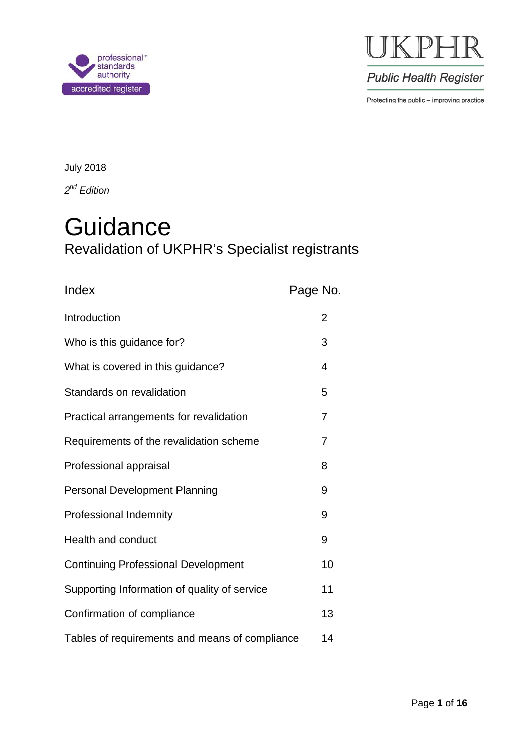professional™ standards authority accredited register

UKPHR

Public Health Register

Protecting the public – improving practice

July 2018

*2nd Edition*

# Guidance

## Revalidation of UKPHR's Specialist registrants

| Index | Page No. |
|---|---|
| Introduction | 2 |
| Who is this guidance for? | 3 |
| What is covered in this guidance? | 4 |
| Standards on revalidation | 5 |
| Practical arrangements for revalidation | 7 |
| Requirements of the revalidation scheme | 7 |
| Professional appraisal | 8 |
| Personal Development Planning | 9 |
| Professional Indemnity | 9 |
| Health and conduct | 9 |
| Continuing Professional Development | 10 |
| Supporting Information of quality of service | 11 |
| Confirmation of compliance | 13 |
| Tables of requirements and means of compliance | 14 |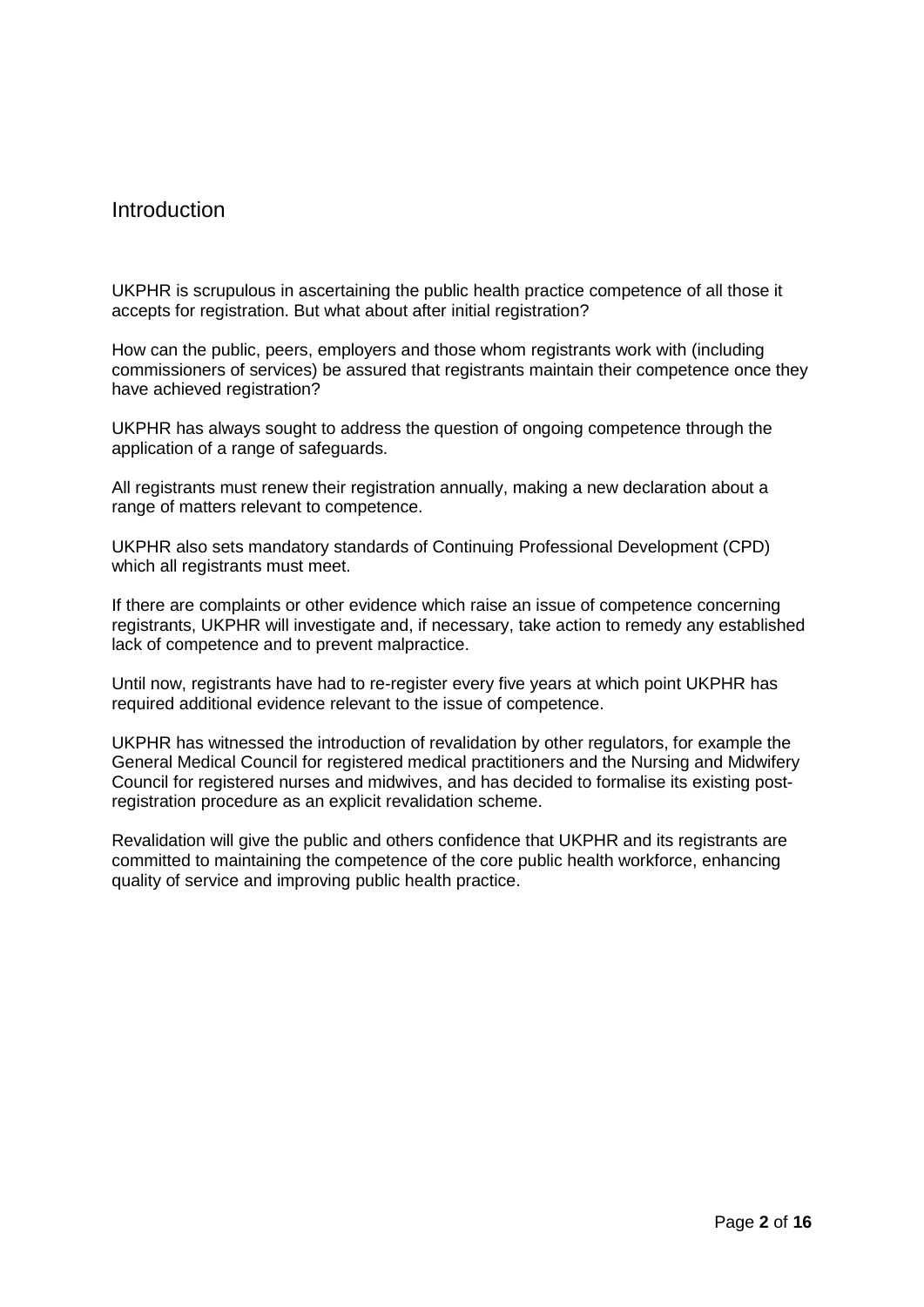## Introduction

UKPHR is scrupulous in ascertaining the public health practice competence of all those it accepts for registration. But what about after initial registration?

How can the public, peers, employers and those whom registrants work with (including commissioners of services) be assured that registrants maintain their competence once they have achieved registration?

UKPHR has always sought to address the question of ongoing competence through the application of a range of safeguards.

All registrants must renew their registration annually, making a new declaration about a range of matters relevant to competence.

UKPHR also sets mandatory standards of Continuing Professional Development (CPD) which all registrants must meet.

If there are complaints or other evidence which raise an issue of competence concerning registrants, UKPHR will investigate and, if necessary, take action to remedy any established lack of competence and to prevent malpractice.

Until now, registrants have had to re-register every five years at which point UKPHR has required additional evidence relevant to the issue of competence.

UKPHR has witnessed the introduction of revalidation by other regulators, for example the General Medical Council for registered medical practitioners and the Nursing and Midwifery Council for registered nurses and midwives, and has decided to formalise its existing post-registration procedure as an explicit revalidation scheme.

Revalidation will give the public and others confidence that UKPHR and its registrants are committed to maintaining the competence of the core public health workforce, enhancing quality of service and improving public health practice.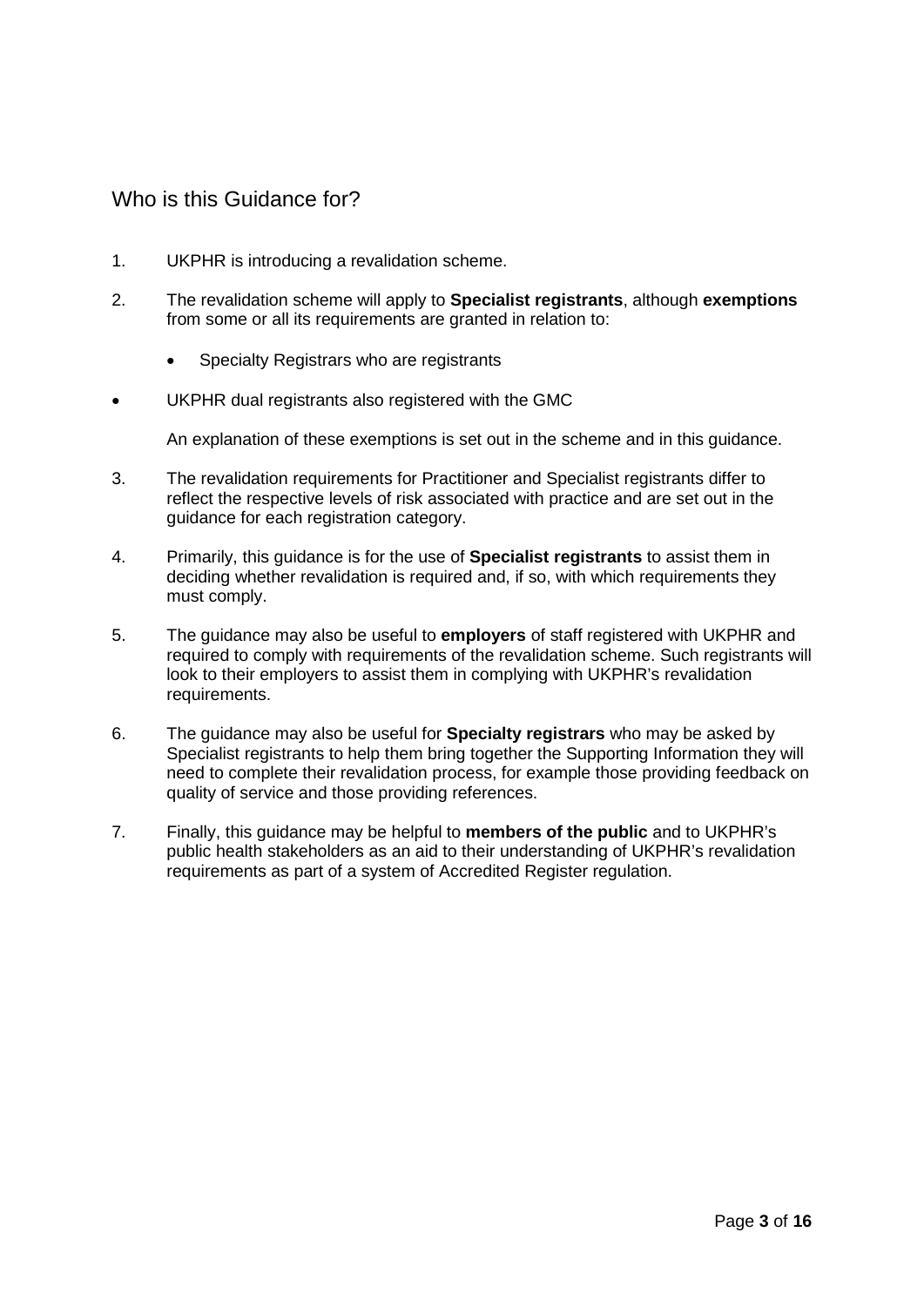## Who is this Guidance for?

1. UKPHR is introducing a revalidation scheme.

2. The revalidation scheme will apply to **Specialist registrants**, although **exemptions** from some or all its requirements are granted in relation to:

   - Specialty Registrars who are registrants
   - UKPHR dual registrants also registered with the GMC

   An explanation of these exemptions is set out in the scheme and in this guidance.

3. The revalidation requirements for Practitioner and Specialist registrants differ to reflect the respective levels of risk associated with practice and are set out in the guidance for each registration category.

4. Primarily, this guidance is for the use of **Specialist registrants** to assist them in deciding whether revalidation is required and, if so, with which requirements they must comply.

5. The guidance may also be useful to **employers** of staff registered with UKPHR and required to comply with requirements of the revalidation scheme. Such registrants will look to their employers to assist them in complying with UKPHR's revalidation requirements.

6. The guidance may also be useful for **Specialty registrars** who may be asked by Specialist registrants to help them bring together the Supporting Information they will need to complete their revalidation process, for example those providing feedback on quality of service and those providing references.

7. Finally, this guidance may be helpful to **members of the public** and to UKPHR's public health stakeholders as an aid to their understanding of UKPHR's revalidation requirements as part of a system of Accredited Register regulation.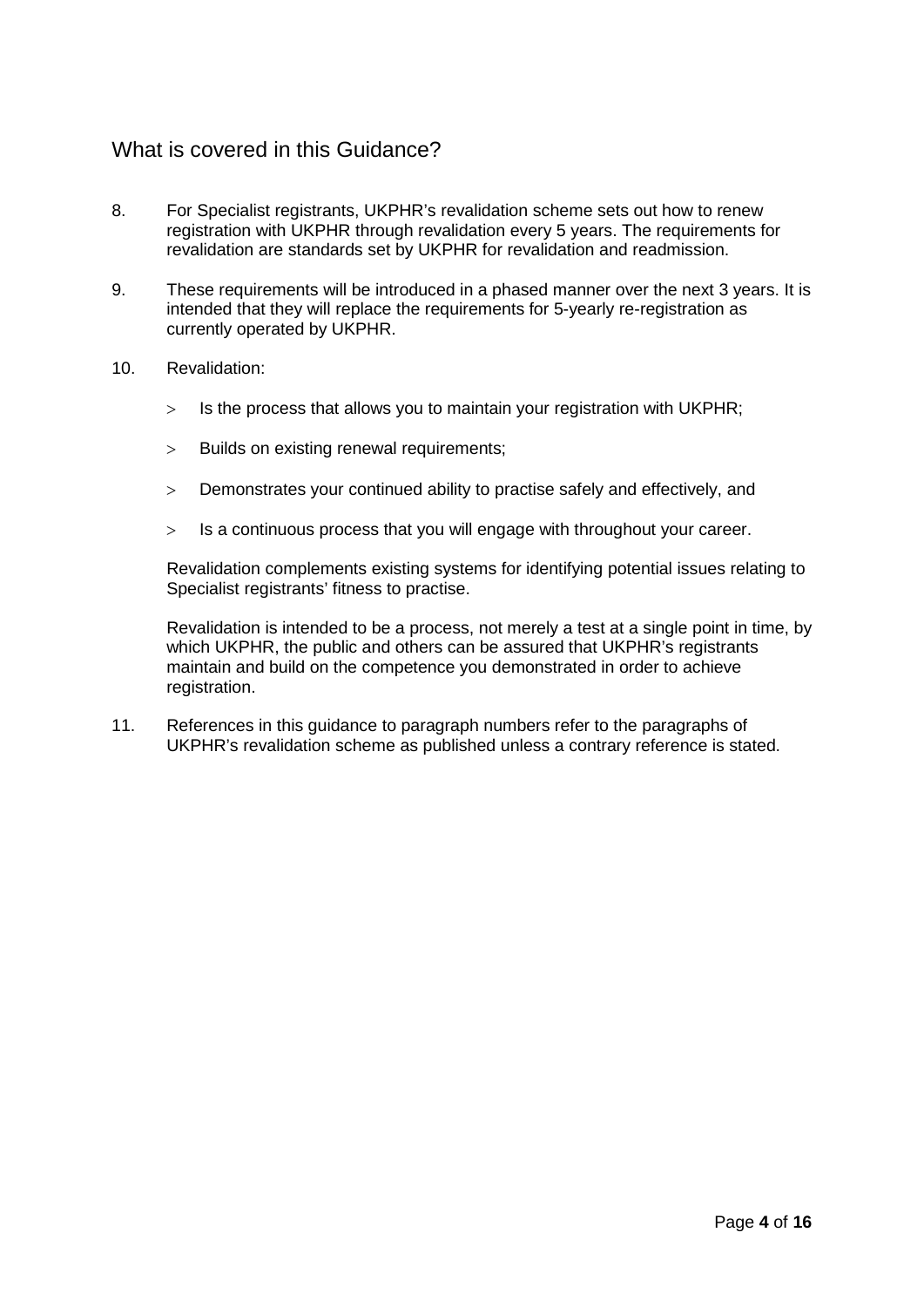## What is covered in this Guidance?

8. For Specialist registrants, UKPHR's revalidation scheme sets out how to renew registration with UKPHR through revalidation every 5 years. The requirements for revalidation are standards set by UKPHR for revalidation and readmission.

9. These requirements will be introduced in a phased manner over the next 3 years. It is intended that they will replace the requirements for 5-yearly re-registration as currently operated by UKPHR.

10. Revalidation:

    - Is the process that allows you to maintain your registration with UKPHR;
    - Builds on existing renewal requirements;
    - Demonstrates your continued ability to practise safely and effectively, and
    - Is a continuous process that you will engage with throughout your career.

    Revalidation complements existing systems for identifying potential issues relating to Specialist registrants' fitness to practise.

    Revalidation is intended to be a process, not merely a test at a single point in time, by which UKPHR, the public and others can be assured that UKPHR's registrants maintain and build on the competence you demonstrated in order to achieve registration.

11. References in this guidance to paragraph numbers refer to the paragraphs of UKPHR's revalidation scheme as published unless a contrary reference is stated.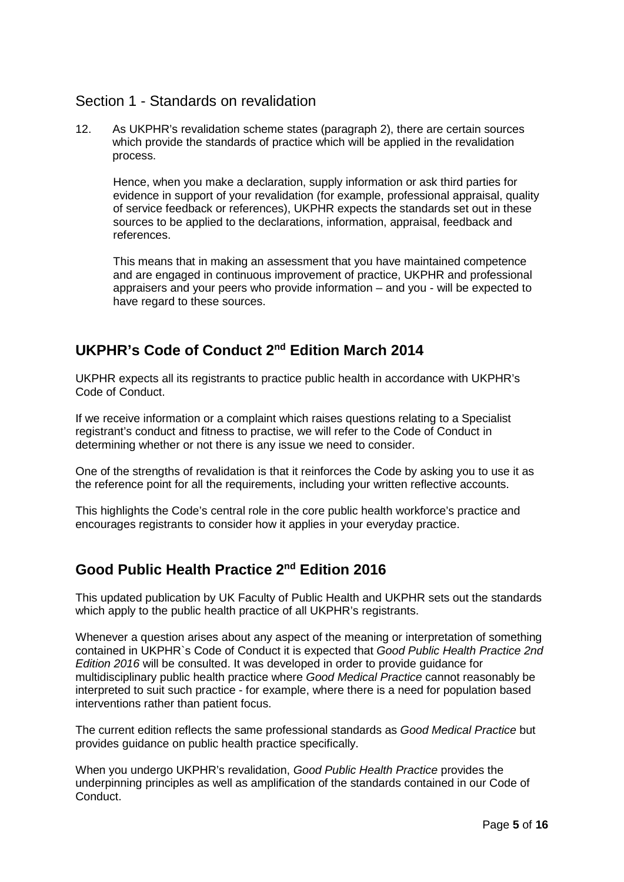## Section 1 - Standards on revalidation

12. As UKPHR's revalidation scheme states (paragraph 2), there are certain sources which provide the standards of practice which will be applied in the revalidation process.

    Hence, when you make a declaration, supply information or ask third parties for evidence in support of your revalidation (for example, professional appraisal, quality of service feedback or references), UKPHR expects the standards set out in these sources to be applied to the declarations, information, appraisal, feedback and references.

    This means that in making an assessment that you have maintained competence and are engaged in continuous improvement of practice, UKPHR and professional appraisers and your peers who provide information – and you - will be expected to have regard to these sources.

### UKPHR's Code of Conduct 2nd Edition March 2014

UKPHR expects all its registrants to practice public health in accordance with UKPHR's Code of Conduct.

If we receive information or a complaint which raises questions relating to a Specialist registrant's conduct and fitness to practise, we will refer to the Code of Conduct in determining whether or not there is any issue we need to consider.

One of the strengths of revalidation is that it reinforces the Code by asking you to use it as the reference point for all the requirements, including your written reflective accounts.

This highlights the Code's central role in the core public health workforce's practice and encourages registrants to consider how it applies in your everyday practice.

### Good Public Health Practice 2nd Edition 2016

This updated publication by UK Faculty of Public Health and UKPHR sets out the standards which apply to the public health practice of all UKPHR's registrants.

Whenever a question arises about any aspect of the meaning or interpretation of something contained in UKPHR`s Code of Conduct it is expected that *Good Public Health Practice 2nd Edition 2016* will be consulted. It was developed in order to provide guidance for multidisciplinary public health practice where *Good Medical Practice* cannot reasonably be interpreted to suit such practice - for example, where there is a need for population based interventions rather than patient focus.

The current edition reflects the same professional standards as *Good Medical Practice* but provides guidance on public health practice specifically.

When you undergo UKPHR's revalidation, *Good Public Health Practice* provides the underpinning principles as well as amplification of the standards contained in our Code of Conduct.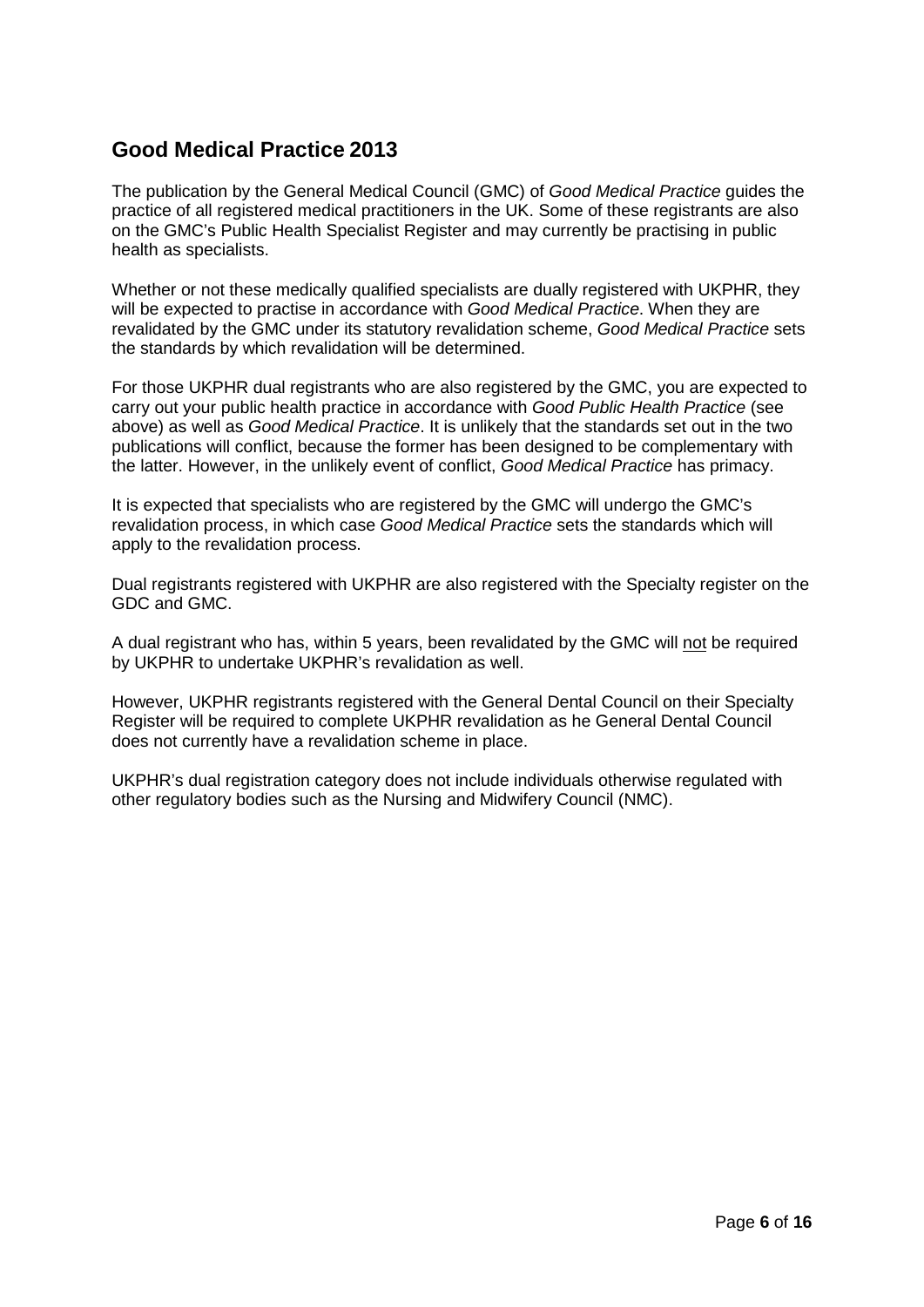## Good Medical Practice 2013

The publication by the General Medical Council (GMC) of *Good Medical Practice* guides the practice of all registered medical practitioners in the UK. Some of these registrants are also on the GMC's Public Health Specialist Register and may currently be practising in public health as specialists.

Whether or not these medically qualified specialists are dually registered with UKPHR, they will be expected to practise in accordance with *Good Medical Practice*. When they are revalidated by the GMC under its statutory revalidation scheme, *Good Medical Practice* sets the standards by which revalidation will be determined.

For those UKPHR dual registrants who are also registered by the GMC, you are expected to carry out your public health practice in accordance with *Good Public Health Practice* (see above) as well as *Good Medical Practice*. It is unlikely that the standards set out in the two publications will conflict, because the former has been designed to be complementary with the latter. However, in the unlikely event of conflict, *Good Medical Practice* has primacy.

It is expected that specialists who are registered by the GMC will undergo the GMC's revalidation process, in which case *Good Medical Practice* sets the standards which will apply to the revalidation process.

Dual registrants registered with UKPHR are also registered with the Specialty register on the GDC and GMC.

A dual registrant who has, within 5 years, been revalidated by the GMC will <u>not</u> be required by UKPHR to undertake UKPHR's revalidation as well.

However, UKPHR registrants registered with the General Dental Council on their Specialty Register will be required to complete UKPHR revalidation as he General Dental Council does not currently have a revalidation scheme in place.

UKPHR's dual registration category does not include individuals otherwise regulated with other regulatory bodies such as the Nursing and Midwifery Council (NMC).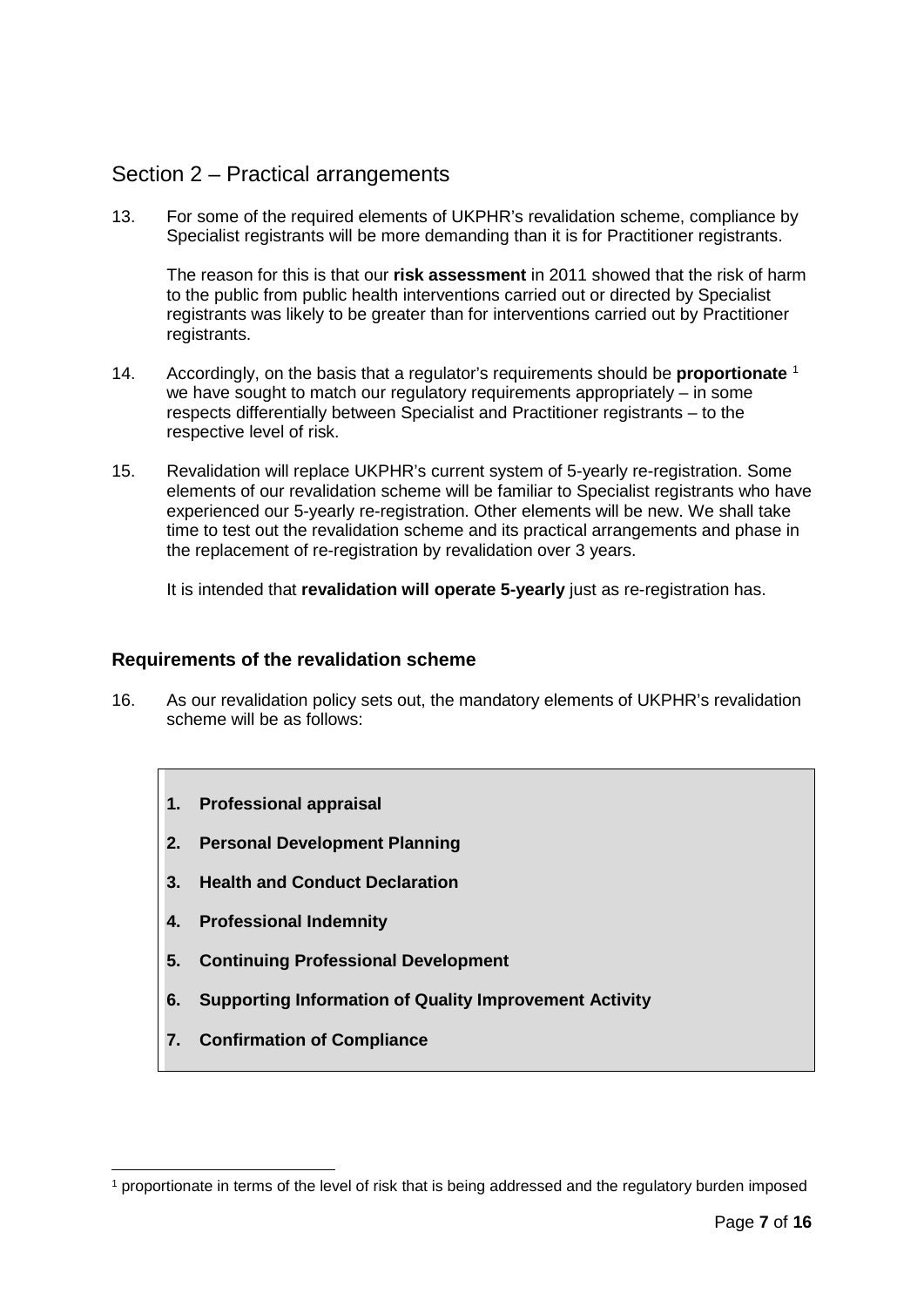## Section 2 – Practical arrangements

13. For some of the required elements of UKPHR's revalidation scheme, compliance by Specialist registrants will be more demanding than it is for Practitioner registrants.

    The reason for this is that our **risk assessment** in 2011 showed that the risk of harm to the public from public health interventions carried out or directed by Specialist registrants was likely to be greater than for interventions carried out by Practitioner registrants.

14. Accordingly, on the basis that a regulator's requirements should be **proportionate** [1] we have sought to match our regulatory requirements appropriately – in some respects differentially between Specialist and Practitioner registrants – to the respective level of risk.

15. Revalidation will replace UKPHR's current system of 5-yearly re-registration. Some elements of our revalidation scheme will be familiar to Specialist registrants who have experienced our 5-yearly re-registration. Other elements will be new. We shall take time to test out the revalidation scheme and its practical arrangements and phase in the replacement of re-registration by revalidation over 3 years.

    It is intended that **revalidation will operate 5-yearly** just as re-registration has.

### Requirements of the revalidation scheme

16. As our revalidation policy sets out, the mandatory elements of UKPHR's revalidation scheme will be as follows:

> 1. **Professional appraisal**
> 2. **Personal Development Planning**
> 3. **Health and Conduct Declaration**
> 4. **Professional Indemnity**
> 5. **Continuing Professional Development**
> 6. **Supporting Information of Quality Improvement Activity**
> 7. **Confirmation of Compliance**

---

[1] proportionate in terms of the level of risk that is being addressed and the regulatory burden imposed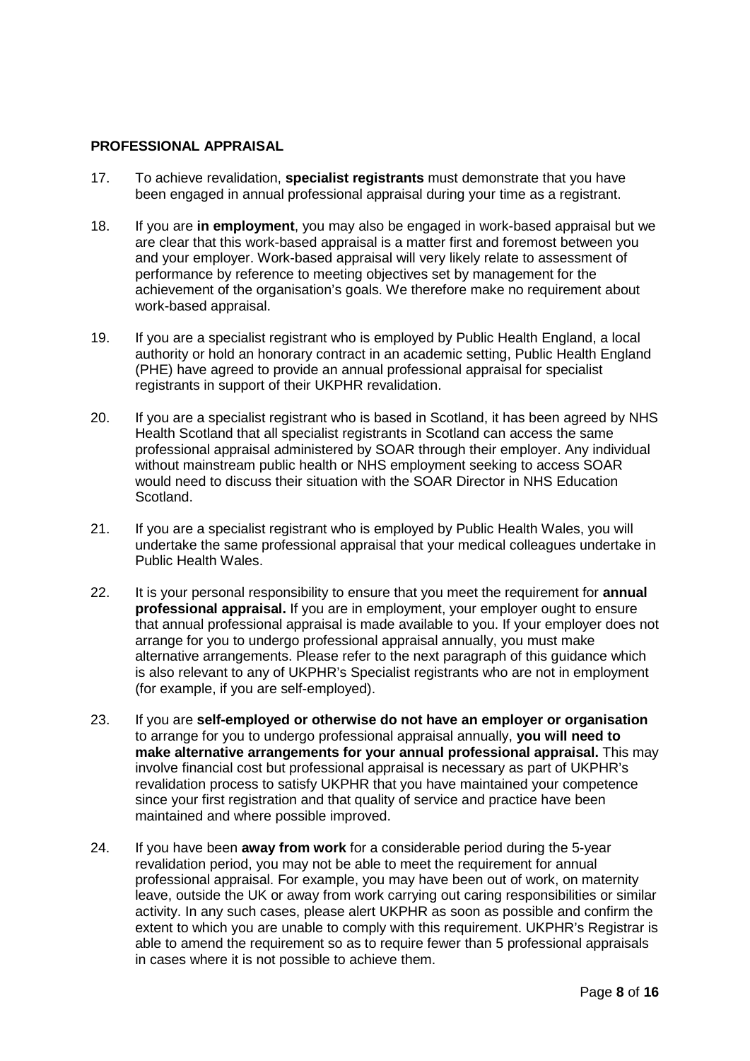**PROFESSIONAL APPRAISAL**

17. To achieve revalidation, **specialist registrants** must demonstrate that you have been engaged in annual professional appraisal during your time as a registrant.

18. If you are **in employment**, you may also be engaged in work-based appraisal but we are clear that this work-based appraisal is a matter first and foremost between you and your employer. Work-based appraisal will very likely relate to assessment of performance by reference to meeting objectives set by management for the achievement of the organisation's goals. We therefore make no requirement about work-based appraisal.

19. If you are a specialist registrant who is employed by Public Health England, a local authority or hold an honorary contract in an academic setting, Public Health England (PHE) have agreed to provide an annual professional appraisal for specialist registrants in support of their UKPHR revalidation.

20. If you are a specialist registrant who is based in Scotland, it has been agreed by NHS Health Scotland that all specialist registrants in Scotland can access the same professional appraisal administered by SOAR through their employer. Any individual without mainstream public health or NHS employment seeking to access SOAR would need to discuss their situation with the SOAR Director in NHS Education Scotland.

21. If you are a specialist registrant who is employed by Public Health Wales, you will undertake the same professional appraisal that your medical colleagues undertake in Public Health Wales.

22. It is your personal responsibility to ensure that you meet the requirement for **annual professional appraisal.** If you are in employment, your employer ought to ensure that annual professional appraisal is made available to you. If your employer does not arrange for you to undergo professional appraisal annually, you must make alternative arrangements. Please refer to the next paragraph of this guidance which is also relevant to any of UKPHR's Specialist registrants who are not in employment (for example, if you are self-employed).

23. If you are **self-employed or otherwise do not have an employer or organisation** to arrange for you to undergo professional appraisal annually, **you will need to make alternative arrangements for your annual professional appraisal.** This may involve financial cost but professional appraisal is necessary as part of UKPHR's revalidation process to satisfy UKPHR that you have maintained your competence since your first registration and that quality of service and practice have been maintained and where possible improved.

24. If you have been **away from work** for a considerable period during the 5-year revalidation period, you may not be able to meet the requirement for annual professional appraisal. For example, you may have been out of work, on maternity leave, outside the UK or away from work carrying out caring responsibilities or similar activity. In any such cases, please alert UKPHR as soon as possible and confirm the extent to which you are unable to comply with this requirement. UKPHR's Registrar is able to amend the requirement so as to require fewer than 5 professional appraisals in cases where it is not possible to achieve them.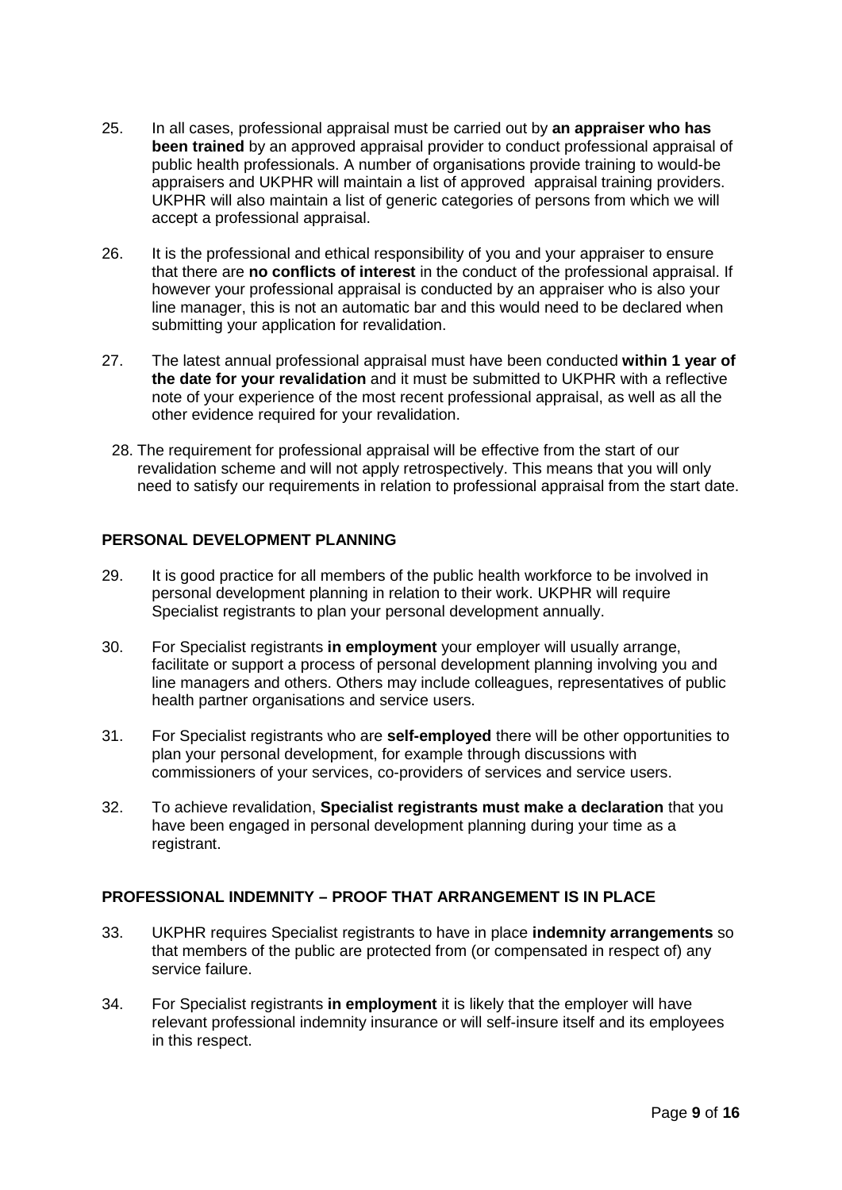25. In all cases, professional appraisal must be carried out by **an appraiser who has been trained** by an approved appraisal provider to conduct professional appraisal of public health professionals. A number of organisations provide training to would-be appraisers and UKPHR will maintain a list of approved appraisal training providers. UKPHR will also maintain a list of generic categories of persons from which we will accept a professional appraisal.

26. It is the professional and ethical responsibility of you and your appraiser to ensure that there are **no conflicts of interest** in the conduct of the professional appraisal. If however your professional appraisal is conducted by an appraiser who is also your line manager, this is not an automatic bar and this would need to be declared when submitting your application for revalidation.

27. The latest annual professional appraisal must have been conducted **within 1 year of the date for your revalidation** and it must be submitted to UKPHR with a reflective note of your experience of the most recent professional appraisal, as well as all the other evidence required for your revalidation.

28. The requirement for professional appraisal will be effective from the start of our revalidation scheme and will not apply retrospectively. This means that you will only need to satisfy our requirements in relation to professional appraisal from the start date.

## PERSONAL DEVELOPMENT PLANNING

29. It is good practice for all members of the public health workforce to be involved in personal development planning in relation to their work. UKPHR will require Specialist registrants to plan your personal development annually.

30. For Specialist registrants **in employment** your employer will usually arrange, facilitate or support a process of personal development planning involving you and line managers and others. Others may include colleagues, representatives of public health partner organisations and service users.

31. For Specialist registrants who are **self-employed** there will be other opportunities to plan your personal development, for example through discussions with commissioners of your services, co-providers of services and service users.

32. To achieve revalidation, **Specialist registrants must make a declaration** that you have been engaged in personal development planning during your time as a registrant.

## PROFESSIONAL INDEMNITY – PROOF THAT ARRANGEMENT IS IN PLACE

33. UKPHR requires Specialist registrants to have in place **indemnity arrangements** so that members of the public are protected from (or compensated in respect of) any service failure.

34. For Specialist registrants **in employment** it is likely that the employer will have relevant professional indemnity insurance or will self-insure itself and its employees in this respect.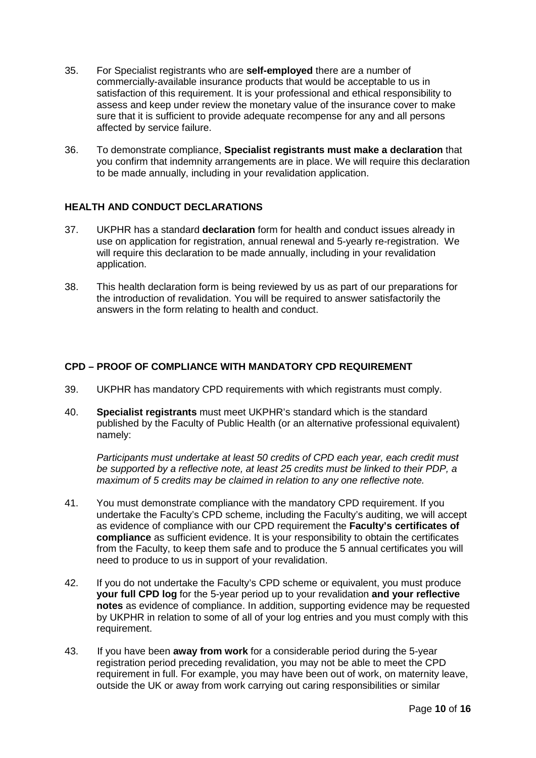35. For Specialist registrants who are **self-employed** there are a number of commercially-available insurance products that would be acceptable to us in satisfaction of this requirement. It is your professional and ethical responsibility to assess and keep under review the monetary value of the insurance cover to make sure that it is sufficient to provide adequate recompense for any and all persons affected by service failure.

36. To demonstrate compliance, **Specialist registrants must make a declaration** that you confirm that indemnity arrangements are in place. We will require this declaration to be made annually, including in your revalidation application.

## HEALTH AND CONDUCT DECLARATIONS

37. UKPHR has a standard **declaration** form for health and conduct issues already in use on application for registration, annual renewal and 5-yearly re-registration. We will require this declaration to be made annually, including in your revalidation application.

38. This health declaration form is being reviewed by us as part of our preparations for the introduction of revalidation. You will be required to answer satisfactorily the answers in the form relating to health and conduct.

## CPD – PROOF OF COMPLIANCE WITH MANDATORY CPD REQUIREMENT

39. UKPHR has mandatory CPD requirements with which registrants must comply.

40. **Specialist registrants** must meet UKPHR's standard which is the standard published by the Faculty of Public Health (or an alternative professional equivalent) namely:

    *Participants must undertake at least 50 credits of CPD each year, each credit must be supported by a reflective note, at least 25 credits must be linked to their PDP, a maximum of 5 credits may be claimed in relation to any one reflective note.*

41. You must demonstrate compliance with the mandatory CPD requirement. If you undertake the Faculty's CPD scheme, including the Faculty's auditing, we will accept as evidence of compliance with our CPD requirement the **Faculty's certificates of compliance** as sufficient evidence. It is your responsibility to obtain the certificates from the Faculty, to keep them safe and to produce the 5 annual certificates you will need to produce to us in support of your revalidation.

42. If you do not undertake the Faculty's CPD scheme or equivalent, you must produce **your full CPD log** for the 5-year period up to your revalidation **and your reflective notes** as evidence of compliance. In addition, supporting evidence may be requested by UKPHR in relation to some of all of your log entries and you must comply with this requirement.

43. If you have been **away from work** for a considerable period during the 5-year registration period preceding revalidation, you may not be able to meet the CPD requirement in full. For example, you may have been out of work, on maternity leave, outside the UK or away from work carrying out caring responsibilities or similar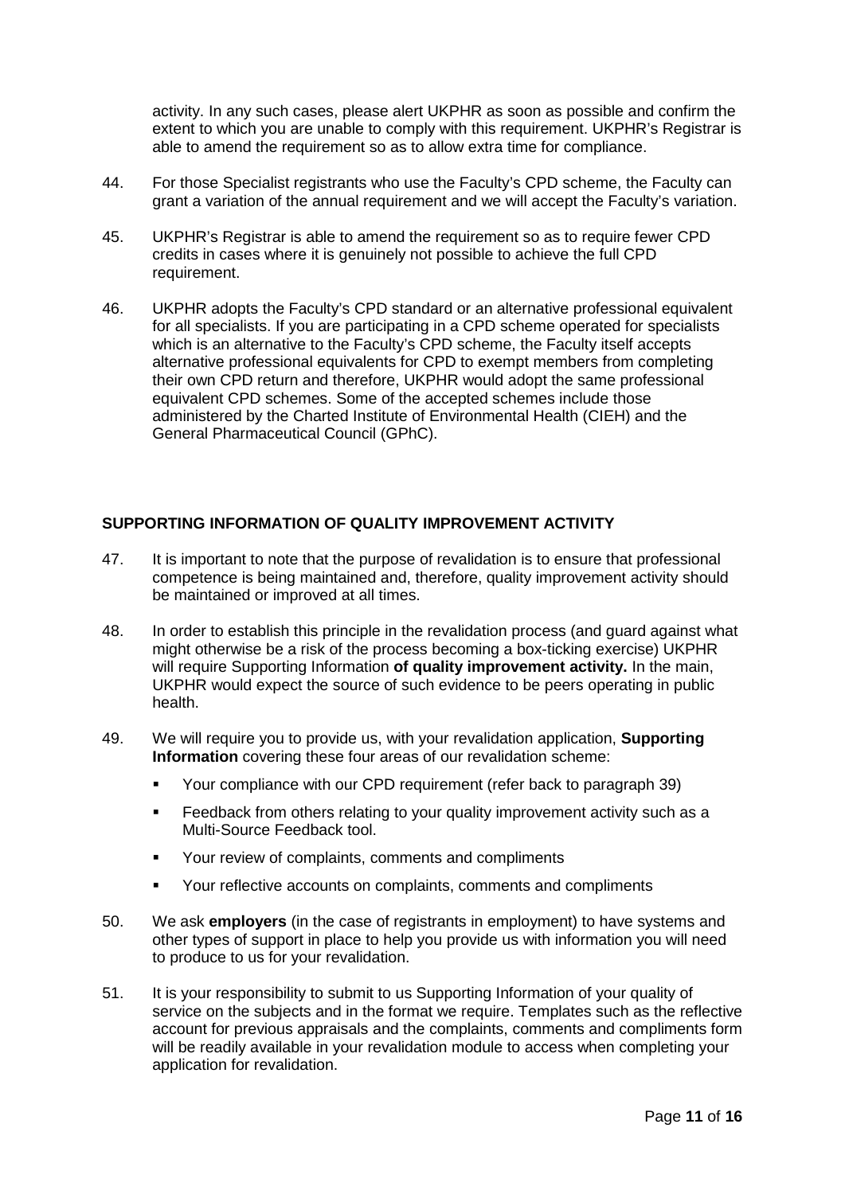activity. In any such cases, please alert UKPHR as soon as possible and confirm the extent to which you are unable to comply with this requirement. UKPHR's Registrar is able to amend the requirement so as to allow extra time for compliance.

44. For those Specialist registrants who use the Faculty's CPD scheme, the Faculty can grant a variation of the annual requirement and we will accept the Faculty's variation.

45. UKPHR's Registrar is able to amend the requirement so as to require fewer CPD credits in cases where it is genuinely not possible to achieve the full CPD requirement.

46. UKPHR adopts the Faculty's CPD standard or an alternative professional equivalent for all specialists. If you are participating in a CPD scheme operated for specialists which is an alternative to the Faculty's CPD scheme, the Faculty itself accepts alternative professional equivalents for CPD to exempt members from completing their own CPD return and therefore, UKPHR would adopt the same professional equivalent CPD schemes. Some of the accepted schemes include those administered by the Charted Institute of Environmental Health (CIEH) and the General Pharmaceutical Council (GPhC).

## SUPPORTING INFORMATION OF QUALITY IMPROVEMENT ACTIVITY

47. It is important to note that the purpose of revalidation is to ensure that professional competence is being maintained and, therefore, quality improvement activity should be maintained or improved at all times.

48. In order to establish this principle in the revalidation process (and guard against what might otherwise be a risk of the process becoming a box-ticking exercise) UKPHR will require Supporting Information **of quality improvement activity.** In the main, UKPHR would expect the source of such evidence to be peers operating in public health.

49. We will require you to provide us, with your revalidation application, **Supporting Information** covering these four areas of our revalidation scheme:

- Your compliance with our CPD requirement (refer back to paragraph 39)
- Feedback from others relating to your quality improvement activity such as a Multi-Source Feedback tool.
- Your review of complaints, comments and compliments
- Your reflective accounts on complaints, comments and compliments

50. We ask **employers** (in the case of registrants in employment) to have systems and other types of support in place to help you provide us with information you will need to produce to us for your revalidation.

51. It is your responsibility to submit to us Supporting Information of your quality of service on the subjects and in the format we require. Templates such as the reflective account for previous appraisals and the complaints, comments and compliments form will be readily available in your revalidation module to access when completing your application for revalidation.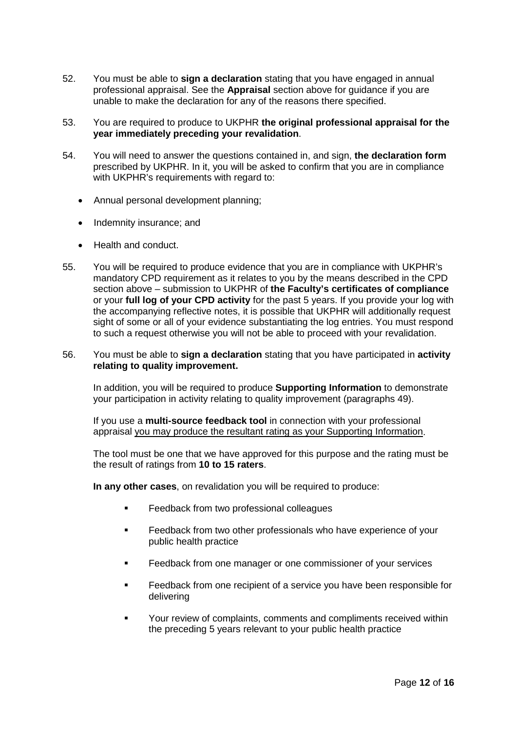52. You must be able to **sign a declaration** stating that you have engaged in annual professional appraisal. See the **Appraisal** section above for guidance if you are unable to make the declaration for any of the reasons there specified.

53. You are required to produce to UKPHR **the original professional appraisal for the year immediately preceding your revalidation**.

54. You will need to answer the questions contained in, and sign, **the declaration form** prescribed by UKPHR. In it, you will be asked to confirm that you are in compliance with UKPHR's requirements with regard to:

    - Annual personal development planning;
    - Indemnity insurance; and
    - Health and conduct.

55. You will be required to produce evidence that you are in compliance with UKPHR's mandatory CPD requirement as it relates to you by the means described in the CPD section above – submission to UKPHR of **the Faculty's certificates of compliance** or your **full log of your CPD activity** for the past 5 years. If you provide your log with the accompanying reflective notes, it is possible that UKPHR will additionally request sight of some or all of your evidence substantiating the log entries. You must respond to such a request otherwise you will not be able to proceed with your revalidation.

56. You must be able to **sign a declaration** stating that you have participated in **activity relating to quality improvement.**

    In addition, you will be required to produce **Supporting Information** to demonstrate your participation in activity relating to quality improvement (paragraphs 49).

    If you use a **multi-source feedback tool** in connection with your professional appraisal you may produce the resultant rating as your Supporting Information.

    The tool must be one that we have approved for this purpose and the rating must be the result of ratings from **10 to 15 raters**.

    **In any other cases**, on revalidation you will be required to produce:

    - Feedback from two professional colleagues
    - Feedback from two other professionals who have experience of your public health practice
    - Feedback from one manager or one commissioner of your services
    - Feedback from one recipient of a service you have been responsible for delivering
    - Your review of complaints, comments and compliments received within the preceding 5 years relevant to your public health practice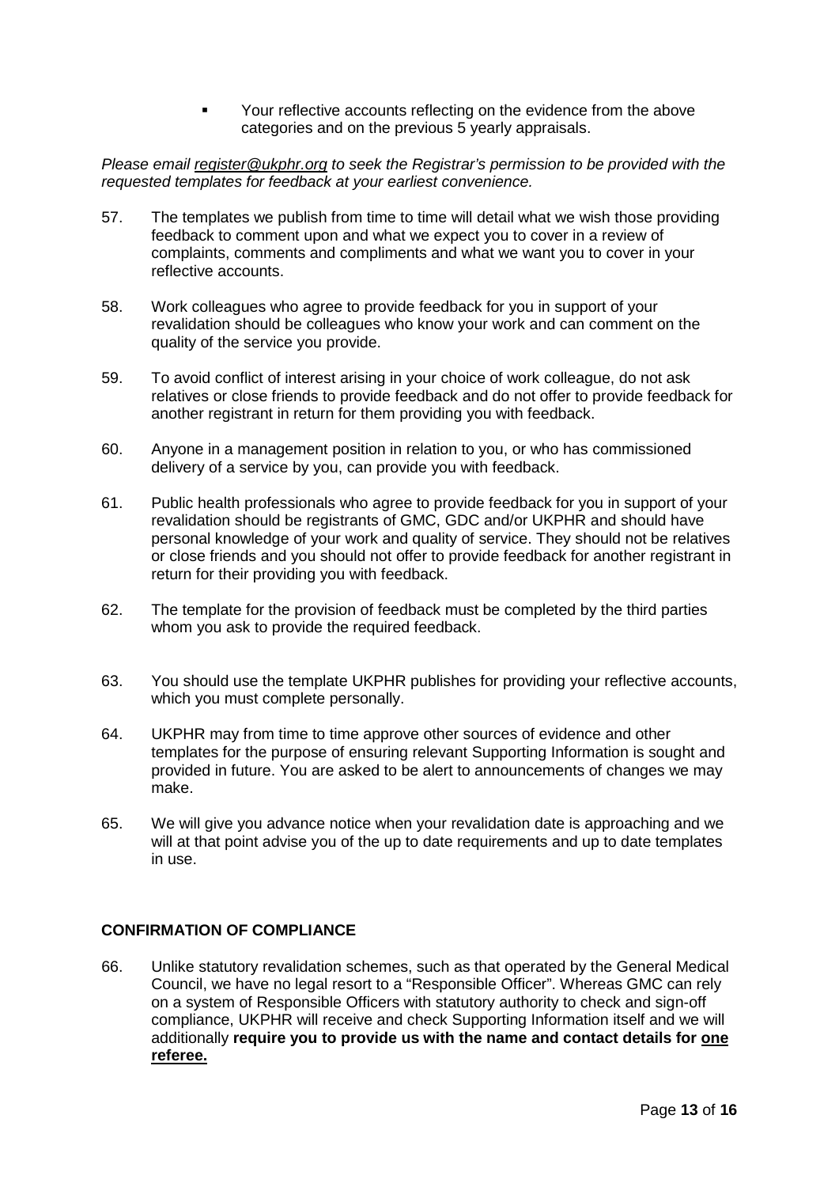- Your reflective accounts reflecting on the evidence from the above categories and on the previous 5 yearly appraisals.

*Please email register@ukphr.org to seek the Registrar's permission to be provided with the requested templates for feedback at your earliest convenience.*

57. The templates we publish from time to time will detail what we wish those providing feedback to comment upon and what we expect you to cover in a review of complaints, comments and compliments and what we want you to cover in your reflective accounts.

58. Work colleagues who agree to provide feedback for you in support of your revalidation should be colleagues who know your work and can comment on the quality of the service you provide.

59. To avoid conflict of interest arising in your choice of work colleague, do not ask relatives or close friends to provide feedback and do not offer to provide feedback for another registrant in return for them providing you with feedback.

60. Anyone in a management position in relation to you, or who has commissioned delivery of a service by you, can provide you with feedback.

61. Public health professionals who agree to provide feedback for you in support of your revalidation should be registrants of GMC, GDC and/or UKPHR and should have personal knowledge of your work and quality of service. They should not be relatives or close friends and you should not offer to provide feedback for another registrant in return for their providing you with feedback.

62. The template for the provision of feedback must be completed by the third parties whom you ask to provide the required feedback.

63. You should use the template UKPHR publishes for providing your reflective accounts, which you must complete personally.

64. UKPHR may from time to time approve other sources of evidence and other templates for the purpose of ensuring relevant Supporting Information is sought and provided in future. You are asked to be alert to announcements of changes we may make.

65. We will give you advance notice when your revalidation date is approaching and we will at that point advise you of the up to date requirements and up to date templates in use.

## CONFIRMATION OF COMPLIANCE

66. Unlike statutory revalidation schemes, such as that operated by the General Medical Council, we have no legal resort to a "Responsible Officer". Whereas GMC can rely on a system of Responsible Officers with statutory authority to check and sign-off compliance, UKPHR will receive and check Supporting Information itself and we will additionally **require you to provide us with the name and contact details for one referee.**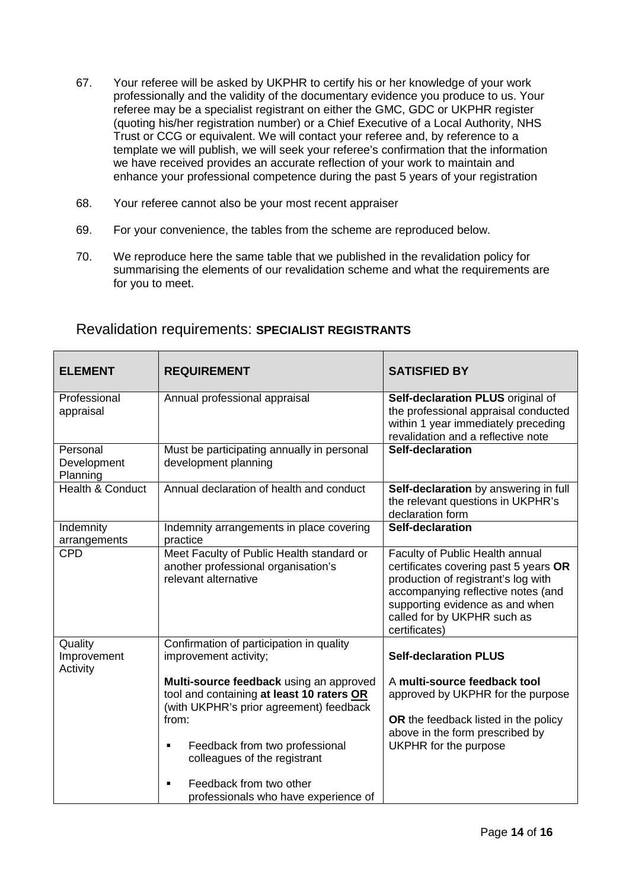67. Your referee will be asked by UKPHR to certify his or her knowledge of your work professionally and the validity of the documentary evidence you produce to us. Your referee may be a specialist registrant on either the GMC, GDC or UKPHR register (quoting his/her registration number) or a Chief Executive of a Local Authority, NHS Trust or CCG or equivalent. We will contact your referee and, by reference to a template we will publish, we will seek your referee's confirmation that the information we have received provides an accurate reflection of your work to maintain and enhance your professional competence during the past 5 years of your registration

68. Your referee cannot also be your most recent appraiser

69. For your convenience, the tables from the scheme are reproduced below.

70. We reproduce here the same table that we published in the revalidation policy for summarising the elements of our revalidation scheme and what the requirements are for you to meet.

## Revalidation requirements: **SPECIALIST REGISTRANTS**

| **ELEMENT** | **REQUIREMENT** | **SATISFIED BY** |
|---|---|---|
| Professional appraisal | Annual professional appraisal | **Self-declaration PLUS** original of the professional appraisal conducted within 1 year immediately preceding revalidation and a reflective note |
| Personal Development Planning | Must be participating annually in personal development planning | **Self-declaration** |
| Health & Conduct | Annual declaration of health and conduct | **Self-declaration** by answering in full the relevant questions in UKPHR's declaration form |
| Indemnity arrangements | Indemnity arrangements in place covering practice | **Self-declaration** |
| CPD | Meet Faculty of Public Health standard or another professional organisation's relevant alternative | Faculty of Public Health annual certificates covering past 5 years **OR** production of registrant's log with accompanying reflective notes (and supporting evidence as and when called for by UKPHR such as certificates) |
| Quality Improvement Activity | Confirmation of participation in quality improvement activity;<br><br>**Multi-source feedback** using an approved tool and containing **at least 10 raters OR** (with UKPHR's prior agreement) feedback from:<br><br>▪ Feedback from two professional colleagues of the registrant<br><br>▪ Feedback from two other professionals who have experience of | **Self-declaration PLUS**<br><br>A **multi-source feedback tool** approved by UKPHR for the purpose<br><br>**OR** the feedback listed in the policy above in the form prescribed by UKPHR for the purpose |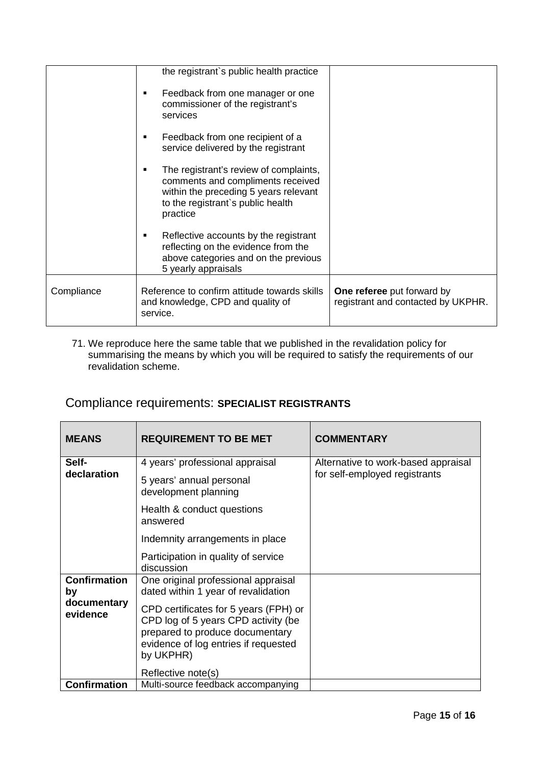| | | |
|---|---|---|
| | the registrant`s public health practice<br>▪ Feedback from one manager or one commissioner of the registrant's services<br>▪ Feedback from one recipient of a service delivered by the registrant<br>▪ The registrant's review of complaints, comments and compliments received within the preceding 5 years relevant to the registrant`s public health practice<br>▪ Reflective accounts by the registrant reflecting on the evidence from the above categories and on the previous 5 yearly appraisals | |
| Compliance | Reference to confirm attitude towards skills and knowledge, CPD and quality of service. | **One referee** put forward by registrant and contacted by UKPHR. |

71. We reproduce here the same table that we published in the revalidation policy for summarising the means by which you will be required to satisfy the requirements of our revalidation scheme.

## Compliance requirements: **SPECIALIST REGISTRANTS**

| **MEANS** | **REQUIREMENT TO BE MET** | **COMMENTARY** |
|---|---|---|
| **Self-declaration** | 4 years' professional appraisal<br>5 years' annual personal development planning<br>Health & conduct questions answered<br>Indemnity arrangements in place<br>Participation in quality of service discussion | Alternative to work-based appraisal for self-employed registrants |
| **Confirmation by documentary evidence** | One original professional appraisal dated within 1 year of revalidation<br>CPD certificates for 5 years (FPH) or CPD log of 5 years CPD activity (be prepared to produce documentary evidence of log entries if requested by UKPHR)<br>Reflective note(s) | |
| **Confirmation** | Multi-source feedback accompanying | |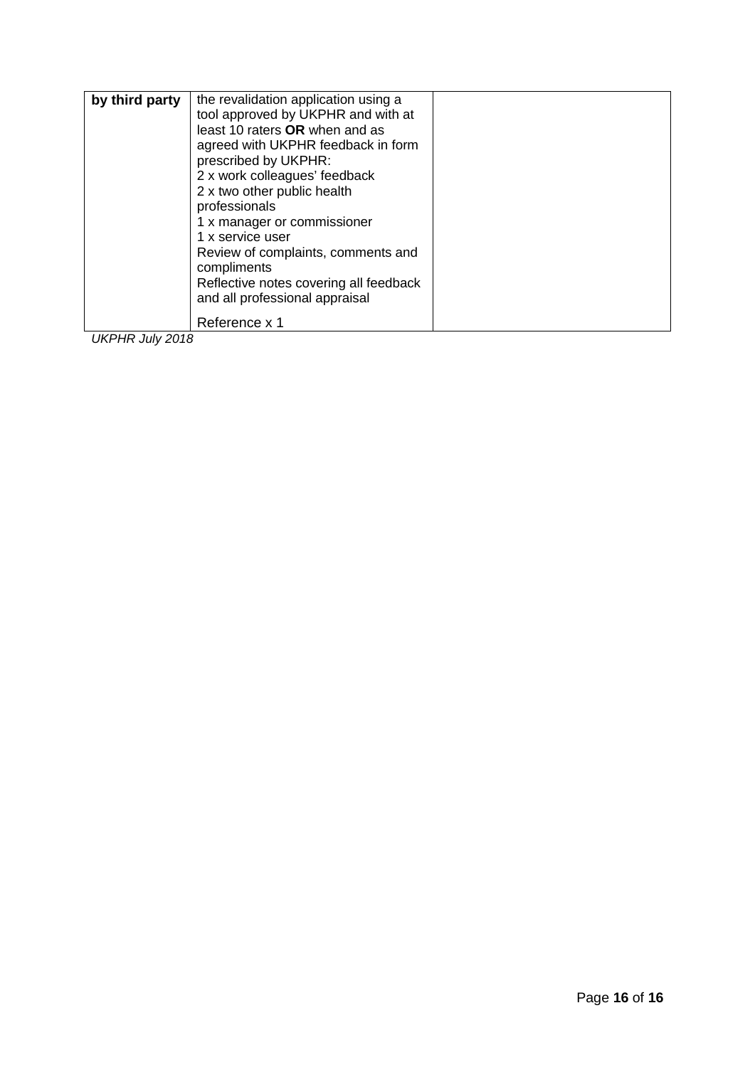| | | |
|---|---|---|
| **by third party** | the revalidation application using a tool approved by UKPHR and with at least 10 raters **OR** when and as agreed with UKPHR feedback in form prescribed by UKPHR:<br>2 x work colleagues' feedback<br>2 x two other public health professionals<br>1 x manager or commissioner<br>1 x service user<br>Review of complaints, comments and compliments<br>Reflective notes covering all feedback and all professional appraisal<br><br>Reference x 1 | |

*UKPHR July 2018*